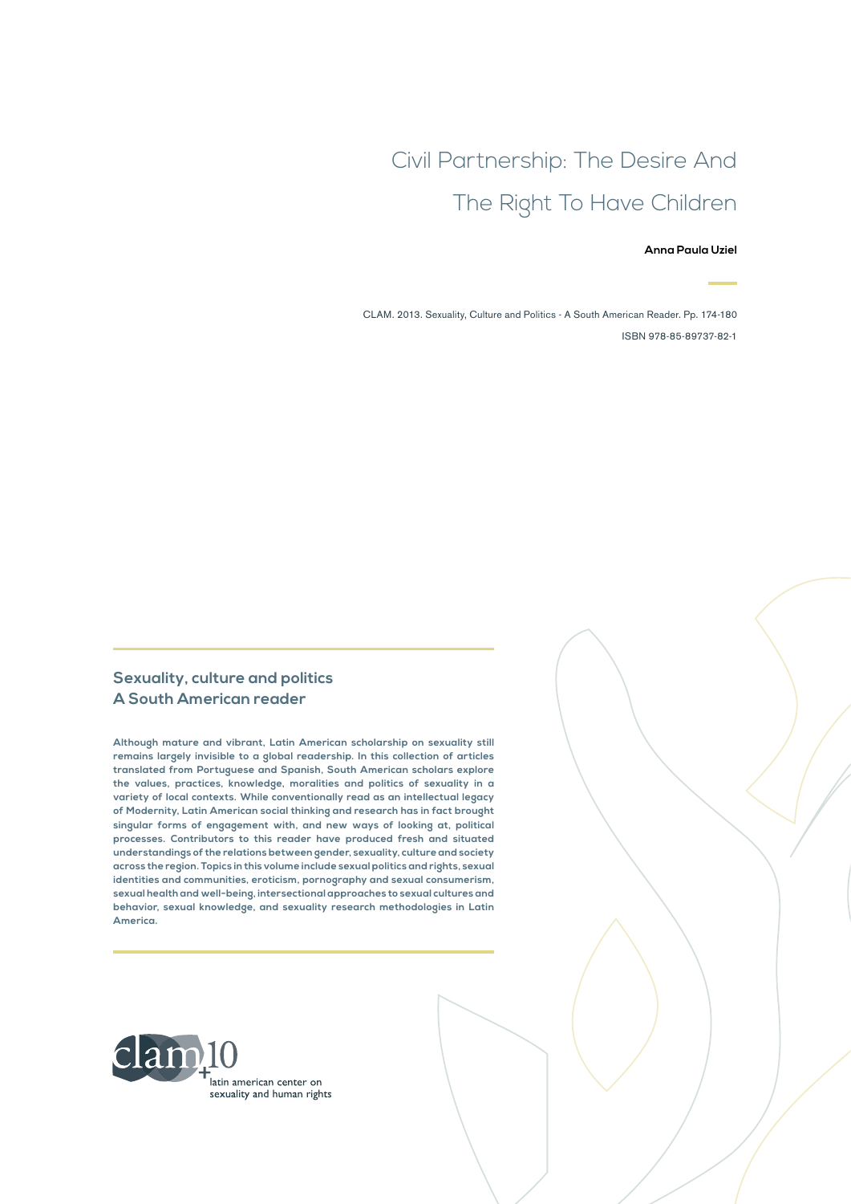# Civil Partnership: The Desire And The Right To Have Children

**Anna Paula Uziel**

CLAM. 2013. Sexuality, Culture and Politics - A South American Reader. Pp. 174-180

ISBN 978-85-89737-82-1

## Sexuality, culture and politics
## A South American reader

**Although mature and vibrant, Latin American scholarship on sexuality still remains largely invisible to a global readership. In this collection of articles translated from Portuguese and Spanish, South American scholars explore the values, practices, knowledge, moralities and politics of sexuality in a variety of local contexts. While conventionally read as an intellectual legacy of Modernity, Latin American social thinking and research has in fact brought singular forms of engagement with, and new ways of looking at, political processes. Contributors to this reader have produced fresh and situated understandings of the relations between gender, sexuality, culture and society across the region. Topics in this volume include sexual politics and rights, sexual identities and communities, eroticism, pornography and sexual consumerism, sexual health and well-being, intersectional approaches to sexual cultures and behavior, sexual knowledge, and sexuality research methodologies in Latin America.**

clam+10
latin american center on sexuality and human rights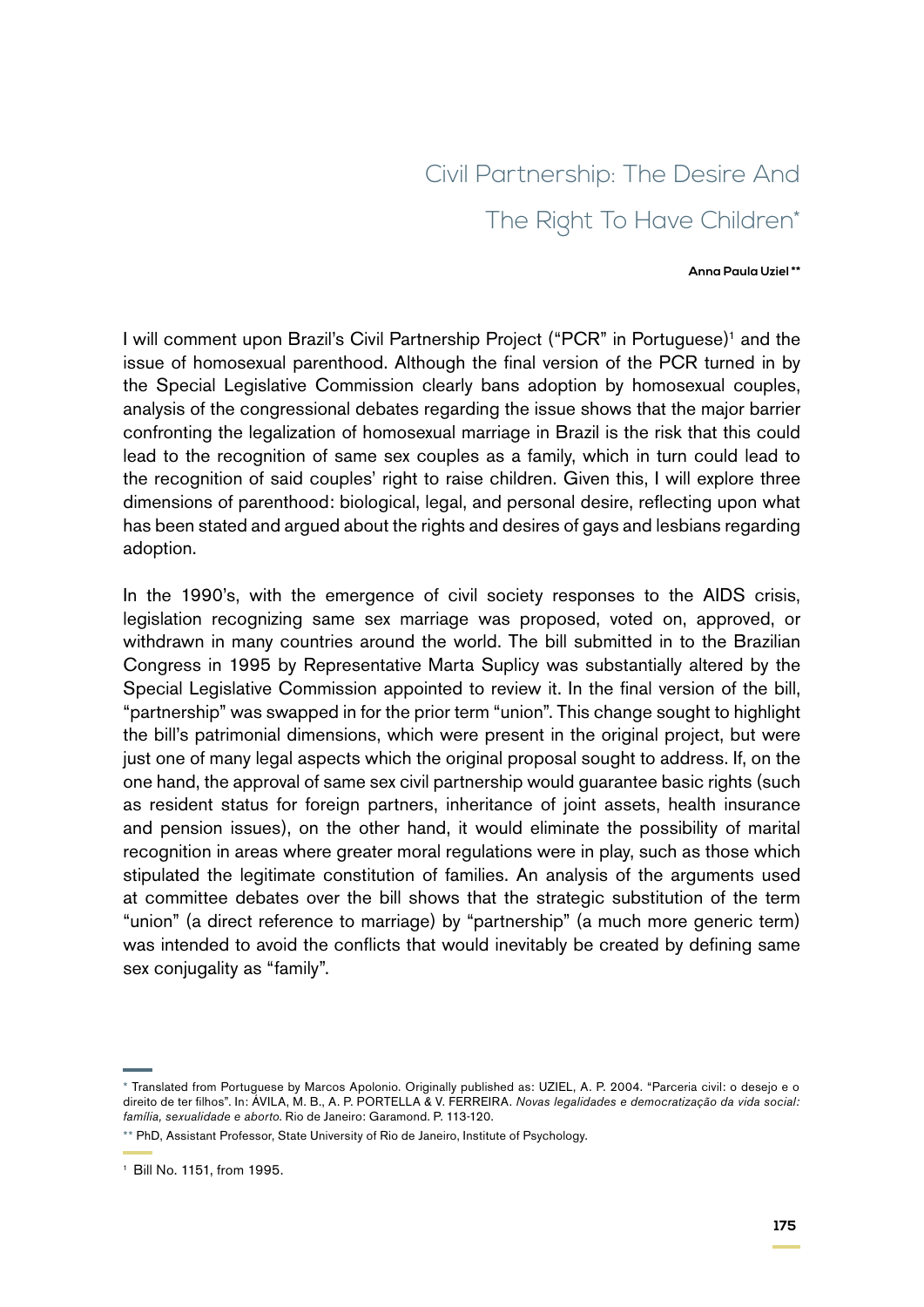# Civil Partnership: The Desire And The Right To Have Children*

**Anna Paula Uziel \*\***

I will comment upon Brazil's Civil Partnership Project ("PCR" in Portuguese)[1] and the issue of homosexual parenthood. Although the final version of the PCR turned in by the Special Legislative Commission clearly bans adoption by homosexual couples, analysis of the congressional debates regarding the issue shows that the major barrier confronting the legalization of homosexual marriage in Brazil is the risk that this could lead to the recognition of same sex couples as a family, which in turn could lead to the recognition of said couples' right to raise children. Given this, I will explore three dimensions of parenthood: biological, legal, and personal desire, reflecting upon what has been stated and argued about the rights and desires of gays and lesbians regarding adoption.

In the 1990's, with the emergence of civil society responses to the AIDS crisis, legislation recognizing same sex marriage was proposed, voted on, approved, or withdrawn in many countries around the world. The bill submitted in to the Brazilian Congress in 1995 by Representative Marta Suplicy was substantially altered by the Special Legislative Commission appointed to review it. In the final version of the bill, "partnership" was swapped in for the prior term "union". This change sought to highlight the bill's patrimonial dimensions, which were present in the original project, but were just one of many legal aspects which the original proposal sought to address. If, on the one hand, the approval of same sex civil partnership would guarantee basic rights (such as resident status for foreign partners, inheritance of joint assets, health insurance and pension issues), on the other hand, it would eliminate the possibility of marital recognition in areas where greater moral regulations were in play, such as those which stipulated the legitimate constitution of families. An analysis of the arguments used at committee debates over the bill shows that the strategic substitution of the term "union" (a direct reference to marriage) by "partnership" (a much more generic term) was intended to avoid the conflicts that would inevitably be created by defining same sex conjugality as "family".

---

\* Translated from Portuguese by Marcos Apolonio. Originally published as: UZIEL, A. P. 2004. "Parceria civil: o desejo e o direito de ter filhos". In: ÁVILA, M. B., A. P. PORTELLA & V. FERREIRA. *Novas legalidades e democratização da vida social: família, sexualidade e aborto*. Rio de Janeiro: Garamond. P. 113-120.

\*\* PhD, Assistant Professor, State University of Rio de Janeiro, Institute of Psychology.

[1] Bill No. 1151, from 1995.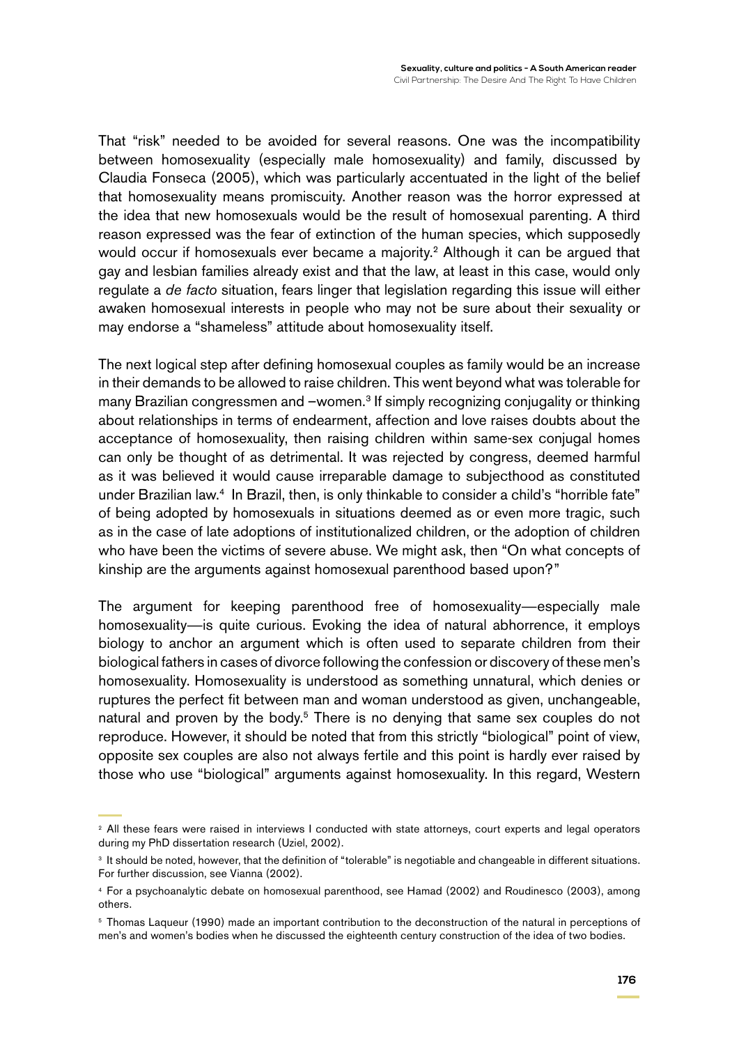That "risk" needed to be avoided for several reasons. One was the incompatibility between homosexuality (especially male homosexuality) and family, discussed by Claudia Fonseca (2005), which was particularly accentuated in the light of the belief that homosexuality means promiscuity. Another reason was the horror expressed at the idea that new homosexuals would be the result of homosexual parenting. A third reason expressed was the fear of extinction of the human species, which supposedly would occur if homosexuals ever became a majority.[2] Although it can be argued that gay and lesbian families already exist and that the law, at least in this case, would only regulate a *de facto* situation, fears linger that legislation regarding this issue will either awaken homosexual interests in people who may not be sure about their sexuality or may endorse a "shameless" attitude about homosexuality itself.

The next logical step after defining homosexual couples as family would be an increase in their demands to be allowed to raise children. This went beyond what was tolerable for many Brazilian congressmen and –women.[3] If simply recognizing conjugality or thinking about relationships in terms of endearment, affection and love raises doubts about the acceptance of homosexuality, then raising children within same-sex conjugal homes can only be thought of as detrimental. It was rejected by congress, deemed harmful as it was believed it would cause irreparable damage to subjecthood as constituted under Brazilian law.[4] In Brazil, then, is only thinkable to consider a child's "horrible fate" of being adopted by homosexuals in situations deemed as or even more tragic, such as in the case of late adoptions of institutionalized children, or the adoption of children who have been the victims of severe abuse. We might ask, then "On what concepts of kinship are the arguments against homosexual parenthood based upon?"

The argument for keeping parenthood free of homosexuality—especially male homosexuality—is quite curious. Evoking the idea of natural abhorrence, it employs biology to anchor an argument which is often used to separate children from their biological fathers in cases of divorce following the confession or discovery of these men's homosexuality. Homosexuality is understood as something unnatural, which denies or ruptures the perfect fit between man and woman understood as given, unchangeable, natural and proven by the body.[5] There is no denying that same sex couples do not reproduce. However, it should be noted that from this strictly "biological" point of view, opposite sex couples are also not always fertile and this point is hardly ever raised by those who use "biological" arguments against homosexuality. In this regard, Western

[2] All these fears were raised in interviews I conducted with state attorneys, court experts and legal operators during my PhD dissertation research (Uziel, 2002).

[3] It should be noted, however, that the definition of "tolerable" is negotiable and changeable in different situations. For further discussion, see Vianna (2002).

[4] For a psychoanalytic debate on homosexual parenthood, see Hamad (2002) and Roudinesco (2003), among others.

[5] Thomas Laqueur (1990) made an important contribution to the deconstruction of the natural in perceptions of men's and women's bodies when he discussed the eighteenth century construction of the idea of two bodies.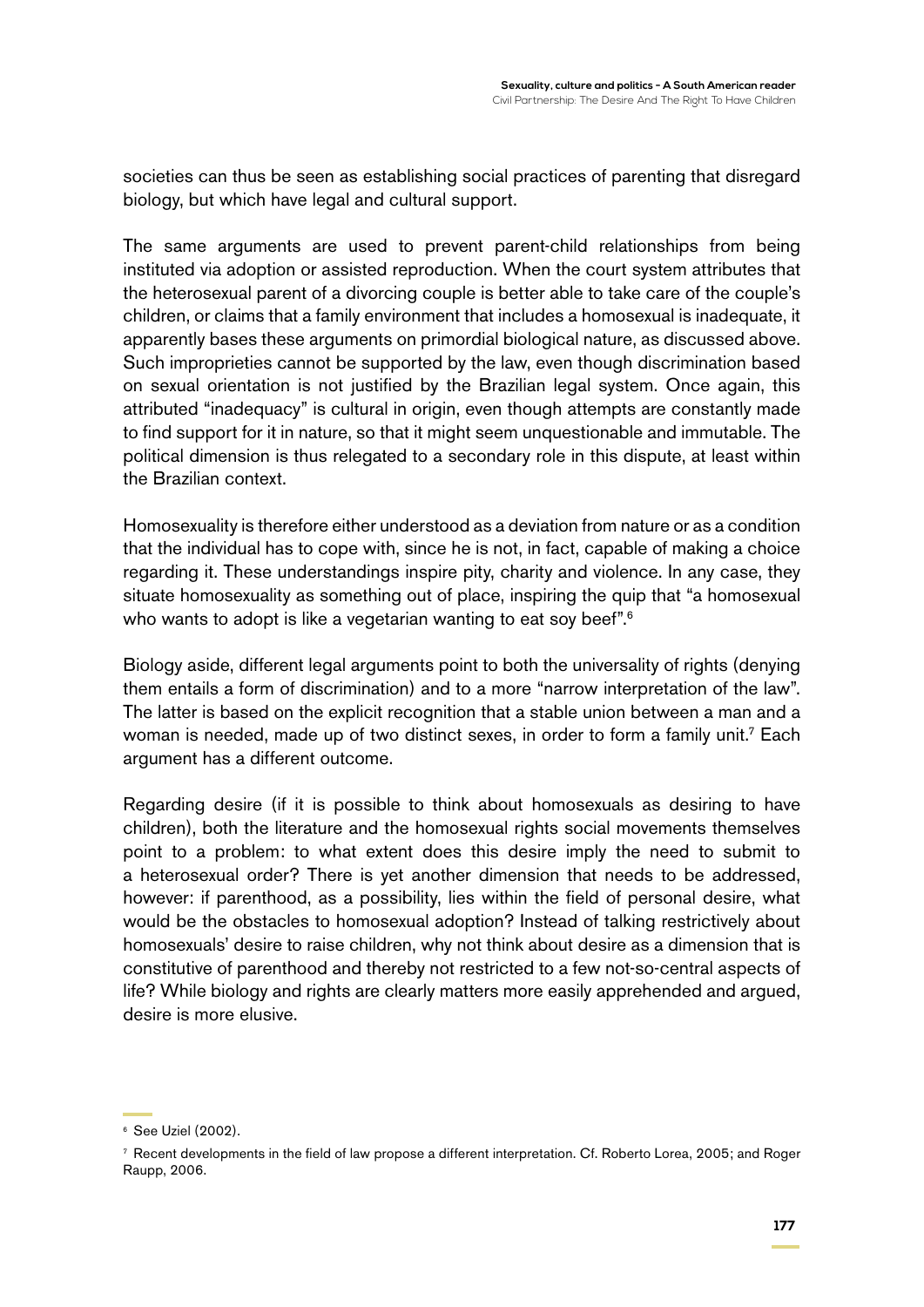societies can thus be seen as establishing social practices of parenting that disregard biology, but which have legal and cultural support.

The same arguments are used to prevent parent-child relationships from being instituted via adoption or assisted reproduction. When the court system attributes that the heterosexual parent of a divorcing couple is better able to take care of the couple's children, or claims that a family environment that includes a homosexual is inadequate, it apparently bases these arguments on primordial biological nature, as discussed above. Such improprieties cannot be supported by the law, even though discrimination based on sexual orientation is not justified by the Brazilian legal system. Once again, this attributed "inadequacy" is cultural in origin, even though attempts are constantly made to find support for it in nature, so that it might seem unquestionable and immutable. The political dimension is thus relegated to a secondary role in this dispute, at least within the Brazilian context.

Homosexuality is therefore either understood as a deviation from nature or as a condition that the individual has to cope with, since he is not, in fact, capable of making a choice regarding it. These understandings inspire pity, charity and violence. In any case, they situate homosexuality as something out of place, inspiring the quip that "a homosexual who wants to adopt is like a vegetarian wanting to eat soy beef".[6]

Biology aside, different legal arguments point to both the universality of rights (denying them entails a form of discrimination) and to a more "narrow interpretation of the law". The latter is based on the explicit recognition that a stable union between a man and a woman is needed, made up of two distinct sexes, in order to form a family unit.[7] Each argument has a different outcome.

Regarding desire (if it is possible to think about homosexuals as desiring to have children), both the literature and the homosexual rights social movements themselves point to a problem: to what extent does this desire imply the need to submit to a heterosexual order? There is yet another dimension that needs to be addressed, however: if parenthood, as a possibility, lies within the field of personal desire, what would be the obstacles to homosexual adoption? Instead of talking restrictively about homosexuals' desire to raise children, why not think about desire as a dimension that is constitutive of parenthood and thereby not restricted to a few not-so-central aspects of life? While biology and rights are clearly matters more easily apprehended and argued, desire is more elusive.

[6] See Uziel (2002).

[7] Recent developments in the field of law propose a different interpretation. Cf. Roberto Lorea, 2005; and Roger Raupp, 2006.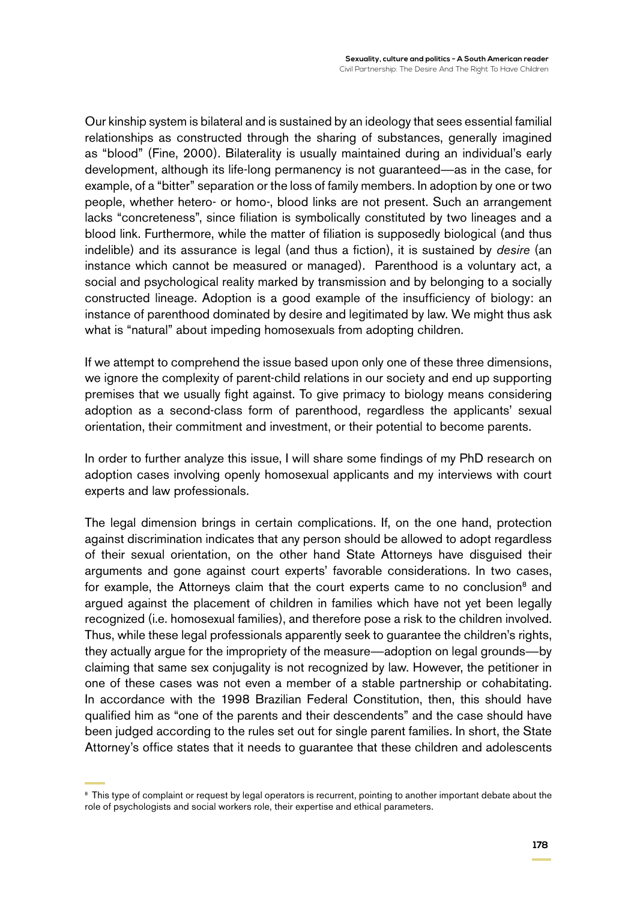Our kinship system is bilateral and is sustained by an ideology that sees essential familial relationships as constructed through the sharing of substances, generally imagined as "blood" (Fine, 2000). Bilaterality is usually maintained during an individual's early development, although its life-long permanency is not guaranteed—as in the case, for example, of a "bitter" separation or the loss of family members. In adoption by one or two people, whether hetero- or homo-, blood links are not present. Such an arrangement lacks "concreteness", since filiation is symbolically constituted by two lineages and a blood link. Furthermore, while the matter of filiation is supposedly biological (and thus indelible) and its assurance is legal (and thus a fiction), it is sustained by *desire* (an instance which cannot be measured or managed). Parenthood is a voluntary act, a social and psychological reality marked by transmission and by belonging to a socially constructed lineage. Adoption is a good example of the insufficiency of biology: an instance of parenthood dominated by desire and legitimated by law. We might thus ask what is "natural" about impeding homosexuals from adopting children.

If we attempt to comprehend the issue based upon only one of these three dimensions, we ignore the complexity of parent-child relations in our society and end up supporting premises that we usually fight against. To give primacy to biology means considering adoption as a second-class form of parenthood, regardless the applicants' sexual orientation, their commitment and investment, or their potential to become parents.

In order to further analyze this issue, I will share some findings of my PhD research on adoption cases involving openly homosexual applicants and my interviews with court experts and law professionals.

The legal dimension brings in certain complications. If, on the one hand, protection against discrimination indicates that any person should be allowed to adopt regardless of their sexual orientation, on the other hand State Attorneys have disguised their arguments and gone against court experts' favorable considerations. In two cases, for example, the Attorneys claim that the court experts came to no conclusion[8] and argued against the placement of children in families which have not yet been legally recognized (i.e. homosexual families), and therefore pose a risk to the children involved. Thus, while these legal professionals apparently seek to guarantee the children's rights, they actually argue for the impropriety of the measure—adoption on legal grounds—by claiming that same sex conjugality is not recognized by law. However, the petitioner in one of these cases was not even a member of a stable partnership or cohabitating. In accordance with the 1998 Brazilian Federal Constitution, then, this should have qualified him as "one of the parents and their descendents" and the case should have been judged according to the rules set out for single parent families. In short, the State Attorney's office states that it needs to guarantee that these children and adolescents

[8] This type of complaint or request by legal operators is recurrent, pointing to another important debate about the role of psychologists and social workers role, their expertise and ethical parameters.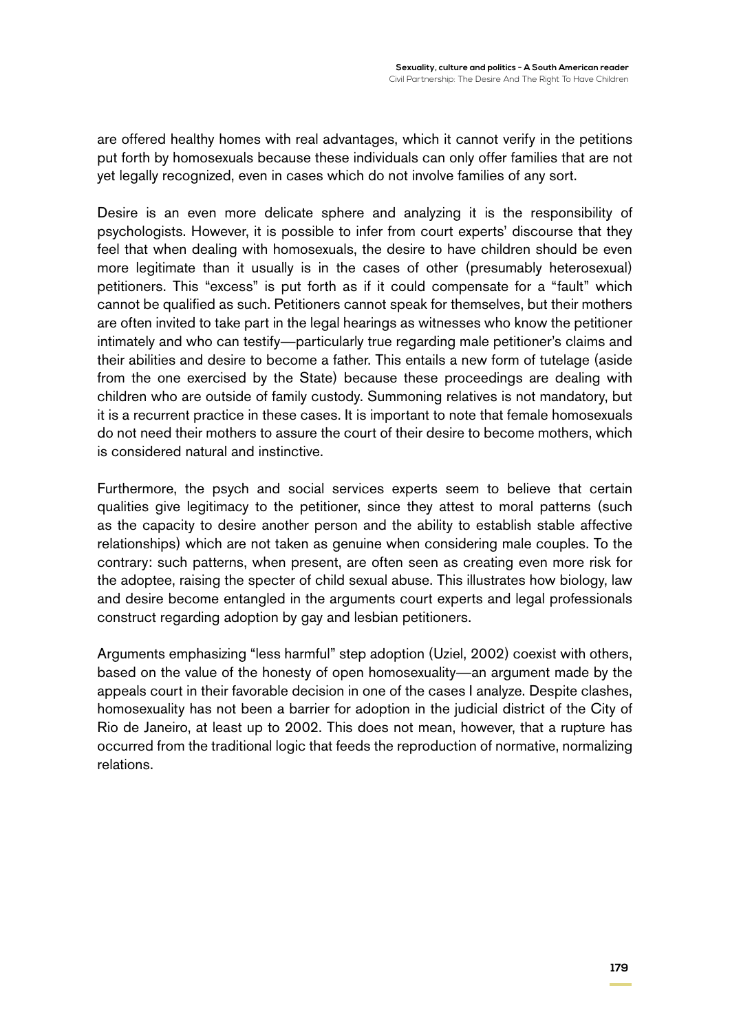are offered healthy homes with real advantages, which it cannot verify in the petitions put forth by homosexuals because these individuals can only offer families that are not yet legally recognized, even in cases which do not involve families of any sort.

Desire is an even more delicate sphere and analyzing it is the responsibility of psychologists. However, it is possible to infer from court experts' discourse that they feel that when dealing with homosexuals, the desire to have children should be even more legitimate than it usually is in the cases of other (presumably heterosexual) petitioners. This "excess" is put forth as if it could compensate for a "fault" which cannot be qualified as such. Petitioners cannot speak for themselves, but their mothers are often invited to take part in the legal hearings as witnesses who know the petitioner intimately and who can testify—particularly true regarding male petitioner's claims and their abilities and desire to become a father. This entails a new form of tutelage (aside from the one exercised by the State) because these proceedings are dealing with children who are outside of family custody. Summoning relatives is not mandatory, but it is a recurrent practice in these cases. It is important to note that female homosexuals do not need their mothers to assure the court of their desire to become mothers, which is considered natural and instinctive.

Furthermore, the psych and social services experts seem to believe that certain qualities give legitimacy to the petitioner, since they attest to moral patterns (such as the capacity to desire another person and the ability to establish stable affective relationships) which are not taken as genuine when considering male couples. To the contrary: such patterns, when present, are often seen as creating even more risk for the adoptee, raising the specter of child sexual abuse. This illustrates how biology, law and desire become entangled in the arguments court experts and legal professionals construct regarding adoption by gay and lesbian petitioners.

Arguments emphasizing "less harmful" step adoption (Uziel, 2002) coexist with others, based on the value of the honesty of open homosexuality—an argument made by the appeals court in their favorable decision in one of the cases I analyze. Despite clashes, homosexuality has not been a barrier for adoption in the judicial district of the City of Rio de Janeiro, at least up to 2002. This does not mean, however, that a rupture has occurred from the traditional logic that feeds the reproduction of normative, normalizing relations.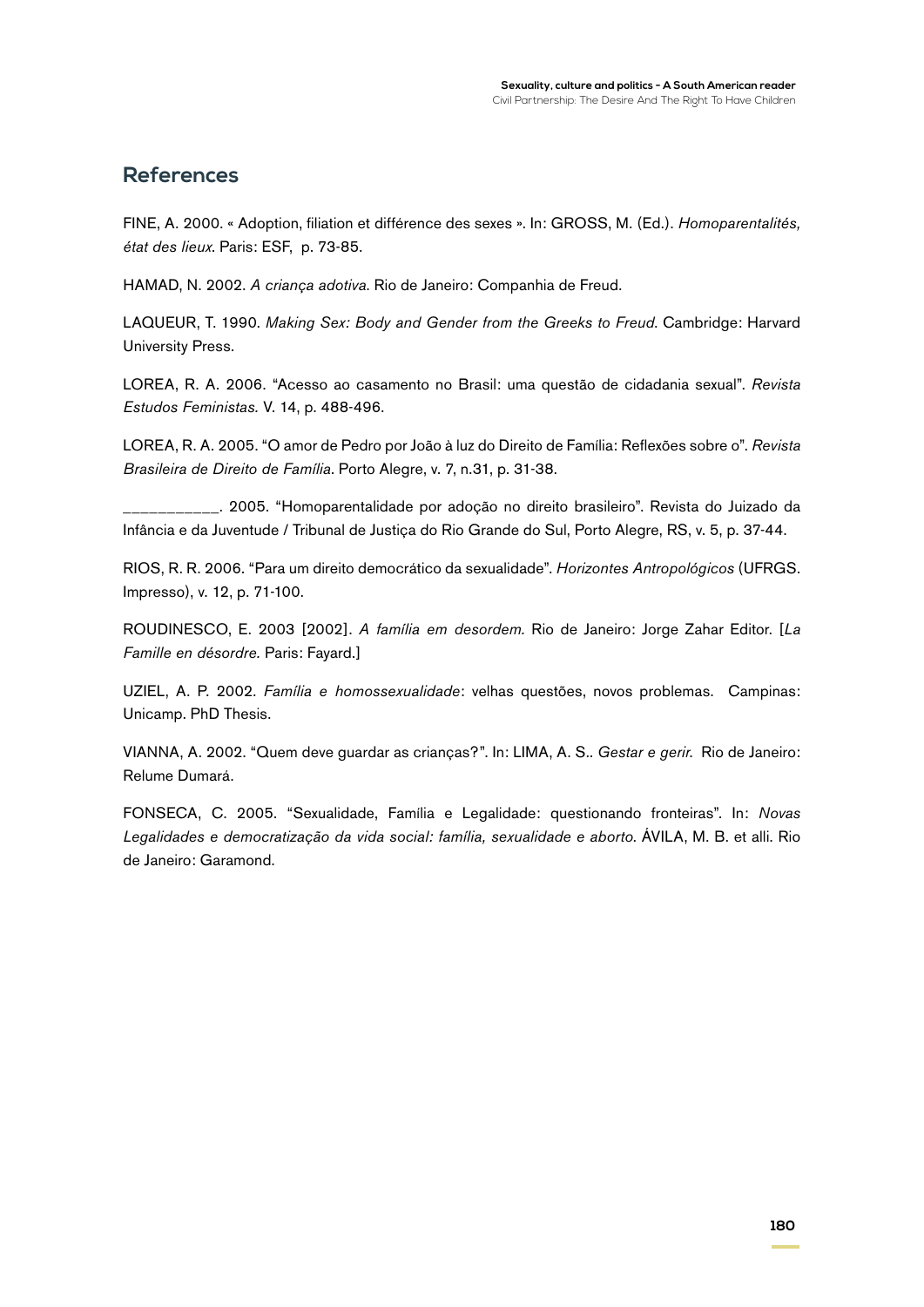## References

FINE, A. 2000. « Adoption, filiation et différence des sexes ». In: GROSS, M. (Ed.). *Homoparentalités, état des lieux*. Paris: ESF, p. 73-85.

HAMAD, N. 2002. *A criança adotiva*. Rio de Janeiro: Companhia de Freud.

LAQUEUR, T. 1990. *Making Sex: Body and Gender from the Greeks to Freud*. Cambridge: Harvard University Press.

LOREA, R. A. 2006. "Acesso ao casamento no Brasil: uma questão de cidadania sexual". *Revista Estudos Feministas.* V. 14, p. 488-496.

LOREA, R. A. 2005. "O amor de Pedro por João à luz do Direito de Família: Reflexões sobre o". *Revista Brasileira de Direito de Família*. Porto Alegre, v. 7, n.31, p. 31-38.

___________. 2005. "Homoparentalidade por adoção no direito brasileiro". Revista do Juizado da Infância e da Juventude / Tribunal de Justiça do Rio Grande do Sul, Porto Alegre, RS, v. 5, p. 37-44.

RIOS, R. R. 2006. "Para um direito democrático da sexualidade". *Horizontes Antropológicos* (UFRGS. Impresso), v. 12, p. 71-100.

ROUDINESCO, E. 2003 [2002]. *A família em desordem.* Rio de Janeiro: Jorge Zahar Editor. [*La Famille en désordre.* Paris: Fayard.]

UZIEL, A. P. 2002. *Família e homossexualidade*: velhas questões, novos problemas. Campinas: Unicamp. PhD Thesis.

VIANNA, A. 2002. "Quem deve guardar as crianças?". In: LIMA, A. S.. *Gestar e gerir.* Rio de Janeiro: Relume Dumará.

FONSECA, C. 2005. "Sexualidade, Família e Legalidade: questionando fronteiras". In: *Novas Legalidades e democratização da vida social: família, sexualidade e aborto*. ÁVILA, M. B. et alli. Rio de Janeiro: Garamond.